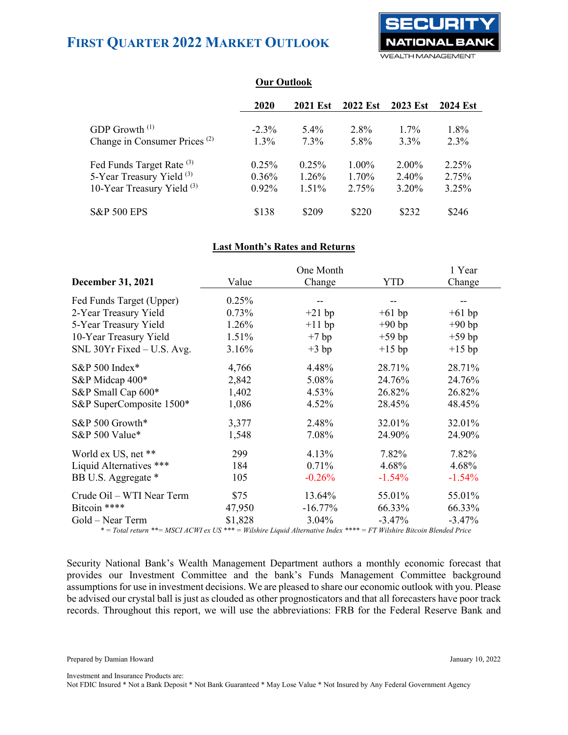# FIRST QUARTER 2022 MARKET OUTLOOK

SECURITY NATIONAL BANK
WEALTH MANAGEMENT

## Our Outlook

| | 2020 | 2021 Est | 2022 Est | 2023 Est | 2024 Est |
|---|---|---|---|---|---|
| GDP Growth [1] | -2.3% | 5.4% | 2.8% | 1.7% | 1.8% |
| Change in Consumer Prices [2] | 1.3% | 7.3% | 5.8% | 3.3% | 2.3% |
| Fed Funds Target Rate [3] | 0.25% | 0.25% | 1.00% | 2.00% | 2.25% |
| 5-Year Treasury Yield [3] | 0.36% | 1.26% | 1.70% | 2.40% | 2.75% |
| 10-Year Treasury Yield [3] | 0.92% | 1.51% | 2.75% | 3.20% | 3.25% |
| S&P 500 EPS | $138 | $209 | $220 | $232 | $246 |

## Last Month's Rates and Returns

| December 31, 2021 | Value | One Month Change | YTD | 1 Year Change |
|---|---|---|---|---|
| Fed Funds Target (Upper) | 0.25% | -- | -- | -- |
| 2-Year Treasury Yield | 0.73% | +21 bp | +61 bp | +61 bp |
| 5-Year Treasury Yield | 1.26% | +11 bp | +90 bp | +90 bp |
| 10-Year Treasury Yield | 1.51% | +7 bp | +59 bp | +59 bp |
| SNL 30Yr Fixed – U.S. Avg. | 3.16% | +3 bp | +15 bp | +15 bp |
| S&P 500 Index* | 4,766 | 4.48% | 28.71% | 28.71% |
| S&P Midcap 400* | 2,842 | 5.08% | 24.76% | 24.76% |
| S&P Small Cap 600* | 1,402 | 4.53% | 26.82% | 26.82% |
| S&P SuperComposite 1500* | 1,086 | 4.52% | 28.45% | 48.45% |
| S&P 500 Growth* | 3,377 | 2.48% | 32.01% | 32.01% |
| S&P 500 Value* | 1,548 | 7.08% | 24.90% | 24.90% |
| World ex US, net ** | 299 | 4.13% | 7.82% | 7.82% |
| Liquid Alternatives *** | 184 | 0.71% | 4.68% | 4.68% |
| BB U.S. Aggregate * | 105 | -0.26% | -1.54% | -1.54% |
| Crude Oil – WTI Near Term | $75 | 13.64% | 55.01% | 55.01% |
| Bitcoin **** | 47,950 | -16.77% | 66.33% | 66.33% |
| Gold – Near Term | $1,828 | 3.04% | -3.47% | -3.47% |

*\* = Total return \*\*= MSCI ACWI ex US \*\*\* = Wilshire Liquid Alternative Index \*\*\*\* = FT Wilshire Bitcoin Blended Price*

Security National Bank's Wealth Management Department authors a monthly economic forecast that provides our Investment Committee and the bank's Funds Management Committee background assumptions for use in investment decisions. We are pleased to share our economic outlook with you. Please be advised our crystal ball is just as clouded as other prognosticators and that all forecasters have poor track records. Throughout this report, we will use the abbreviations: FRB for the Federal Reserve Bank and

Prepared by Damian Howard

January 10, 2022

Investment and Insurance Products are:
Not FDIC Insured * Not a Bank Deposit * Not Bank Guaranteed * May Lose Value * Not Insured by Any Federal Government Agency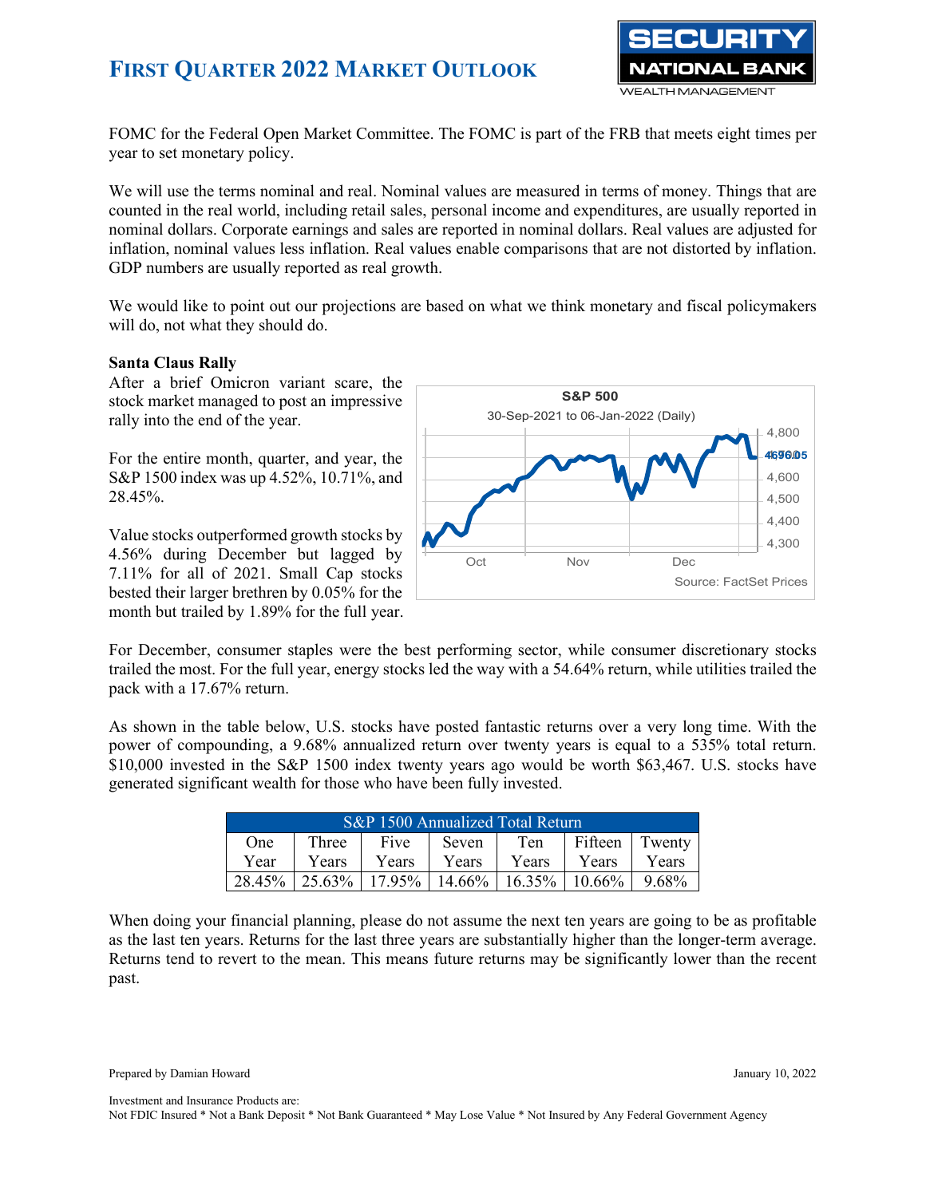FOMC for the Federal Open Market Committee. The FOMC is part of the FRB that meets eight times per year to set monetary policy.

We will use the terms nominal and real. Nominal values are measured in terms of money. Things that are counted in the real world, including retail sales, personal income and expenditures, are usually reported in nominal dollars. Corporate earnings and sales are reported in nominal dollars. Real values are adjusted for inflation, nominal values less inflation. Real values enable comparisons that are not distorted by inflation. GDP numbers are usually reported as real growth.

We would like to point out our projections are based on what we think monetary and fiscal policymakers will do, not what they should do.

**Santa Claus Rally**

After a brief Omicron variant scare, the stock market managed to post an impressive rally into the end of the year.

For the entire month, quarter, and year, the S&P 1500 index was up 4.52%, 10.71%, and 28.45%.

Value stocks outperformed growth stocks by 4.56% during December but lagged by 7.11% for all of 2021. Small Cap stocks bested their larger brethren by 0.05% for the month but trailed by 1.89% for the full year.

For December, consumer staples were the best performing sector, while consumer discretionary stocks trailed the most. For the full year, energy stocks led the way with a 54.64% return, while utilities trailed the pack with a 17.67% return.

As shown in the table below, U.S. stocks have posted fantastic returns over a very long time. With the power of compounding, a 9.68% annualized return over twenty years is equal to a 535% total return. $10,000 invested in the S&P 1500 index twenty years ago would be worth $63,467. U.S. stocks have generated significant wealth for those who have been fully invested.

| S&P 1500 Annualized Total Return | | | | | | |
|---|---|---|---|---|---|---|
| One Year | Three Years | Five Years | Seven Years | Ten Years | Fifteen Years | Twenty Years |
| 28.45% | 25.63% | 17.95% | 14.66% | 16.35% | 10.66% | 9.68% |

When doing your financial planning, please do not assume the next ten years are going to be as profitable as the last ten years. Returns for the last three years are substantially higher than the longer-term average. Returns tend to revert to the mean. This means future returns may be significantly lower than the recent past.

Prepared by Damian Howard

January 10, 2022

Investment and Insurance Products are:
Not FDIC Insured * Not a Bank Deposit * Not Bank Guaranteed * May Lose Value * Not Insured by Any Federal Government Agency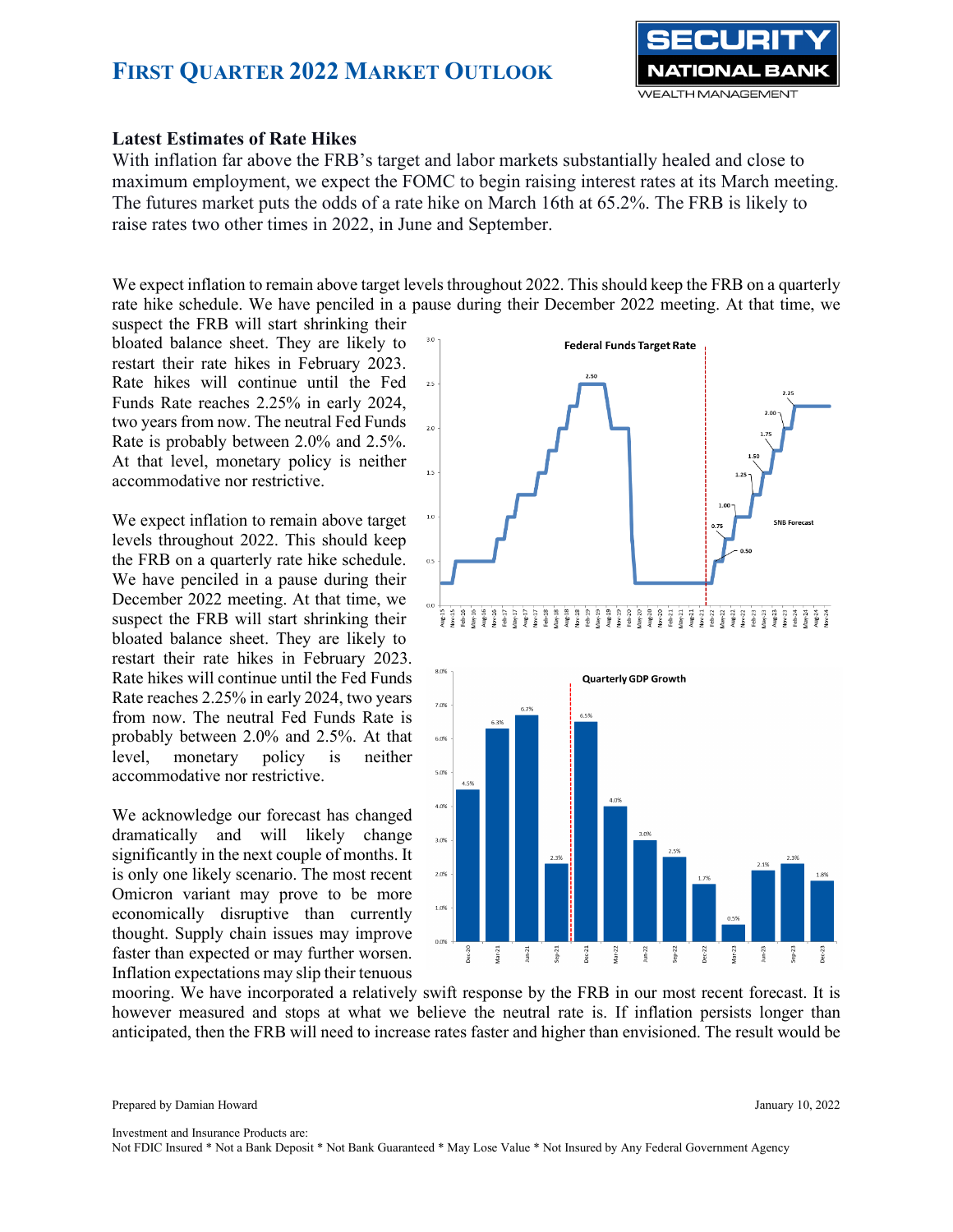## Latest Estimates of Rate Hikes

With inflation far above the FRB's target and labor markets substantially healed and close to maximum employment, we expect the FOMC to begin raising interest rates at its March meeting. The futures market puts the odds of a rate hike on March 16th at 65.2%. The FRB is likely to raise rates two other times in 2022, in June and September.

We expect inflation to remain above target levels throughout 2022. This should keep the FRB on a quarterly rate hike schedule. We have penciled in a pause during their December 2022 meeting. At that time, we suspect the FRB will start shrinking their bloated balance sheet. They are likely to restart their rate hikes in February 2023. Rate hikes will continue until the Fed Funds Rate reaches 2.25% in early 2024, two years from now. The neutral Fed Funds Rate is probably between 2.0% and 2.5%. At that level, monetary policy is neither accommodative nor restrictive.

We expect inflation to remain above target levels throughout 2022. This should keep the FRB on a quarterly rate hike schedule. We have penciled in a pause during their December 2022 meeting. At that time, we suspect the FRB will start shrinking their bloated balance sheet. They are likely to restart their rate hikes in February 2023. Rate hikes will continue until the Fed Funds Rate reaches 2.25% in early 2024, two years from now. The neutral Fed Funds Rate is probably between 2.0% and 2.5%. At that level, monetary policy is neither accommodative nor restrictive.

We acknowledge our forecast has changed dramatically and will likely change significantly in the next couple of months. It is only one likely scenario. The most recent Omicron variant may prove to be more economically disruptive than currently thought. Supply chain issues may improve faster than expected or may further worsen. Inflation expectations may slip their tenuous mooring. We have incorporated a relatively swift response by the FRB in our most recent forecast. It is however measured and stops at what we believe the neutral rate is. If inflation persists longer than anticipated, then the FRB will need to increase rates faster and higher than envisioned. The result would be

**Federal Funds Target Rate**

**Quarterly GDP Growth**

| Quarter | GDP Growth |
|---|---|
| Dec-20 | 4.5% |
| Mar-21 | 6.3% |
| Jun-21 | 6.7% |
| Sep-21 | 2.3% |
| Dec-21 | 6.5% |
| Mar-22 | 4.0% |
| Jun-22 | 3.0% |
| Sep-22 | 2.5% |
| Dec-22 | 1.7% |
| Mar-23 | 0.5% |
| Jun-23 | 2.1% |
| Sep-23 | 2.3% |
| Dec-23 | 1.8% |

Prepared by Damian Howard

January 10, 2022

Investment and Insurance Products are:
Not FDIC Insured * Not a Bank Deposit * Not Bank Guaranteed * May Lose Value * Not Insured by Any Federal Government Agency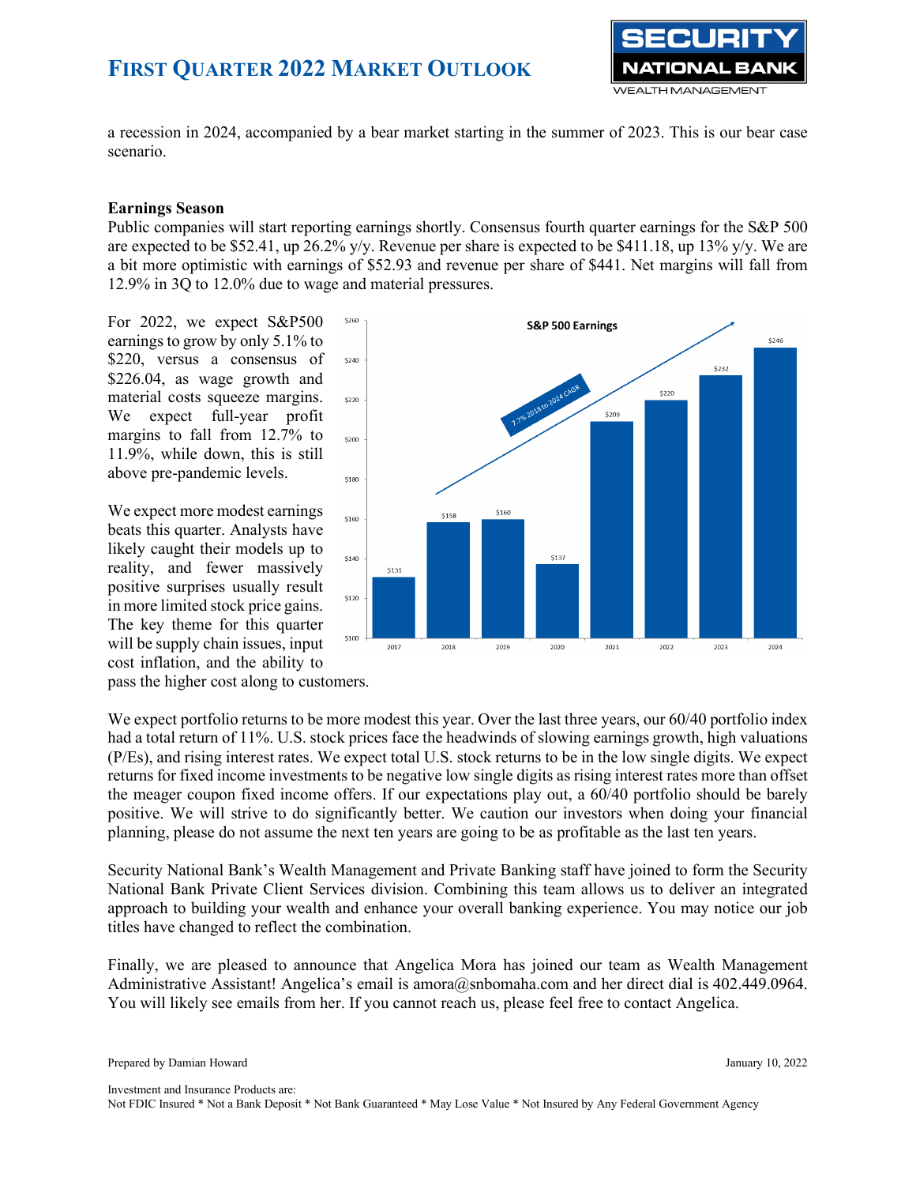a recession in 2024, accompanied by a bear market starting in the summer of 2023. This is our bear case scenario.

**Earnings Season**

Public companies will start reporting earnings shortly. Consensus fourth quarter earnings for the S&P 500 are expected to be $52.41, up 26.2% y/y. Revenue per share is expected to be $411.18, up 13% y/y. We are a bit more optimistic with earnings of $52.93 and revenue per share of $441. Net margins will fall from 12.9% in 3Q to 12.0% due to wage and material pressures.

For 2022, we expect S&P500 earnings to grow by only 5.1% to $220, versus a consensus of $226.04, as wage growth and material costs squeeze margins. We expect full-year profit margins to fall from 12.7% to 11.9%, while down, this is still above pre-pandemic levels.

We expect more modest earnings beats this quarter. Analysts have likely caught their models up to reality, and fewer massively positive surprises usually result in more limited stock price gains. The key theme for this quarter will be supply chain issues, input cost inflation, and the ability to pass the higher cost along to customers.

**S&P 500 Earnings**

| Year | Earnings |
|---|---|
| 2017 | $131 |
| 2018 | $158 |
| 2019 | $160 |
| 2020 | $137 |
| 2021 | $209 |
| 2022 | $220 |
| 2023 | $232 |
| 2024 | $246 |

7.7% 2018 to 2024 CAGR

We expect portfolio returns to be more modest this year. Over the last three years, our 60/40 portfolio index had a total return of 11%. U.S. stock prices face the headwinds of slowing earnings growth, high valuations (P/Es), and rising interest rates. We expect total U.S. stock returns to be in the low single digits. We expect returns for fixed income investments to be negative low single digits as rising interest rates more than offset the meager coupon fixed income offers. If our expectations play out, a 60/40 portfolio should be barely positive. We will strive to do significantly better. We caution our investors when doing your financial planning, please do not assume the next ten years are going to be as profitable as the last ten years.

Security National Bank's Wealth Management and Private Banking staff have joined to form the Security National Bank Private Client Services division. Combining this team allows us to deliver an integrated approach to building your wealth and enhance your overall banking experience. You may notice our job titles have changed to reflect the combination.

Finally, we are pleased to announce that Angelica Mora has joined our team as Wealth Management Administrative Assistant! Angelica's email is amora@snbomaha.com and her direct dial is 402.449.0964. You will likely see emails from her. If you cannot reach us, please feel free to contact Angelica.

Prepared by Damian Howard

January 10, 2022

Investment and Insurance Products are:
Not FDIC Insured * Not a Bank Deposit * Not Bank Guaranteed * May Lose Value * Not Insured by Any Federal Government Agency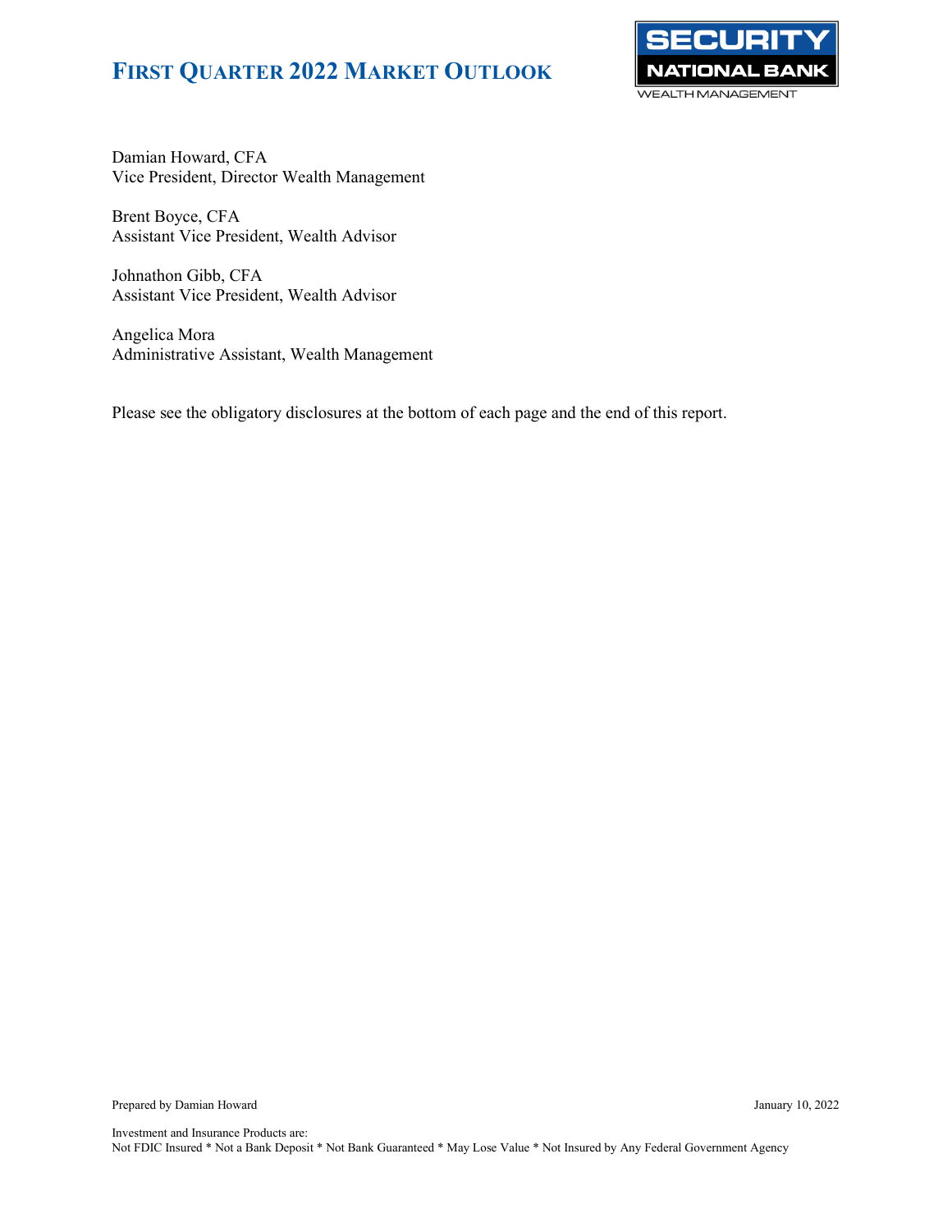# First Quarter 2022 Market Outlook

Damian Howard, CFA
Vice President, Director Wealth Management

Brent Boyce, CFA
Assistant Vice President, Wealth Advisor

Johnathon Gibb, CFA
Assistant Vice President, Wealth Advisor

Angelica Mora
Administrative Assistant, Wealth Management

Please see the obligatory disclosures at the bottom of each page and the end of this report.

Prepared by Damian Howard

January 10, 2022

Investment and Insurance Products are:
Not FDIC Insured * Not a Bank Deposit * Not Bank Guaranteed * May Lose Value * Not Insured by Any Federal Government Agency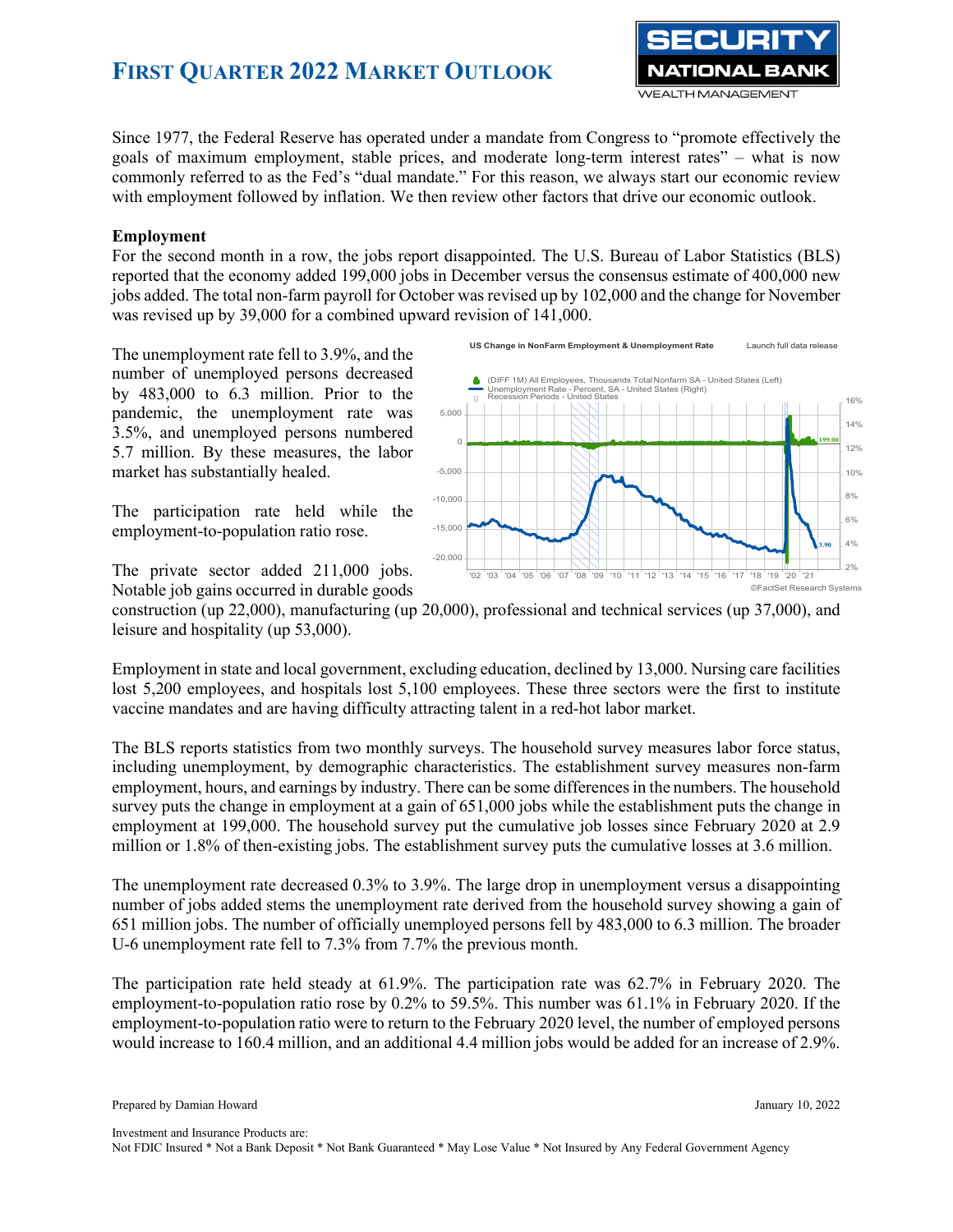# First Quarter 2022 Market Outlook

Since 1977, the Federal Reserve has operated under a mandate from Congress to "promote effectively the goals of maximum employment, stable prices, and moderate long-term interest rates" – what is now commonly referred to as the Fed's "dual mandate." For this reason, we always start our economic review with employment followed by inflation. We then review other factors that drive our economic outlook.

**Employment**

For the second month in a row, the jobs report disappointed. The U.S. Bureau of Labor Statistics (BLS) reported that the economy added 199,000 jobs in December versus the consensus estimate of 400,000 new jobs added. The total non-farm payroll for October was revised up by 102,000 and the change for November was revised up by 39,000 for a combined upward revision of 141,000.

The unemployment rate fell to 3.9%, and the number of unemployed persons decreased by 483,000 to 6.3 million. Prior to the pandemic, the unemployment rate was 3.5%, and unemployed persons numbered 5.7 million. By these measures, the labor market has substantially healed.

The participation rate held while the employment-to-population ratio rose.

The private sector added 211,000 jobs. Notable job gains occurred in durable goods construction (up 22,000), manufacturing (up 20,000), professional and technical services (up 37,000), and leisure and hospitality (up 53,000).

Employment in state and local government, excluding education, declined by 13,000. Nursing care facilities lost 5,200 employees, and hospitals lost 5,100 employees. These three sectors were the first to institute vaccine mandates and are having difficulty attracting talent in a red-hot labor market.

The BLS reports statistics from two monthly surveys. The household survey measures labor force status, including unemployment, by demographic characteristics. The establishment survey measures non-farm employment, hours, and earnings by industry. There can be some differences in the numbers. The household survey puts the change in employment at a gain of 651,000 jobs while the establishment puts the change in employment at 199,000. The household survey put the cumulative job losses since February 2020 at 2.9 million or 1.8% of then-existing jobs. The establishment survey puts the cumulative losses at 3.6 million.

The unemployment rate decreased 0.3% to 3.9%. The large drop in unemployment versus a disappointing number of jobs added stems the unemployment rate derived from the household survey showing a gain of 651 million jobs. The number of officially unemployed persons fell by 483,000 to 6.3 million. The broader U-6 unemployment rate fell to 7.3% from 7.7% the previous month.

The participation rate held steady at 61.9%. The participation rate was 62.7% in February 2020. The employment-to-population ratio rose by 0.2% to 59.5%. This number was 61.1% in February 2020. If the employment-to-population ratio were to return to the February 2020 level, the number of employed persons would increase to 160.4 million, and an additional 4.4 million jobs would be added for an increase of 2.9%.

Prepared by Damian Howard — January 10, 2022

Investment and Insurance Products are:
Not FDIC Insured * Not a Bank Deposit * Not Bank Guaranteed * May Lose Value * Not Insured by Any Federal Government Agency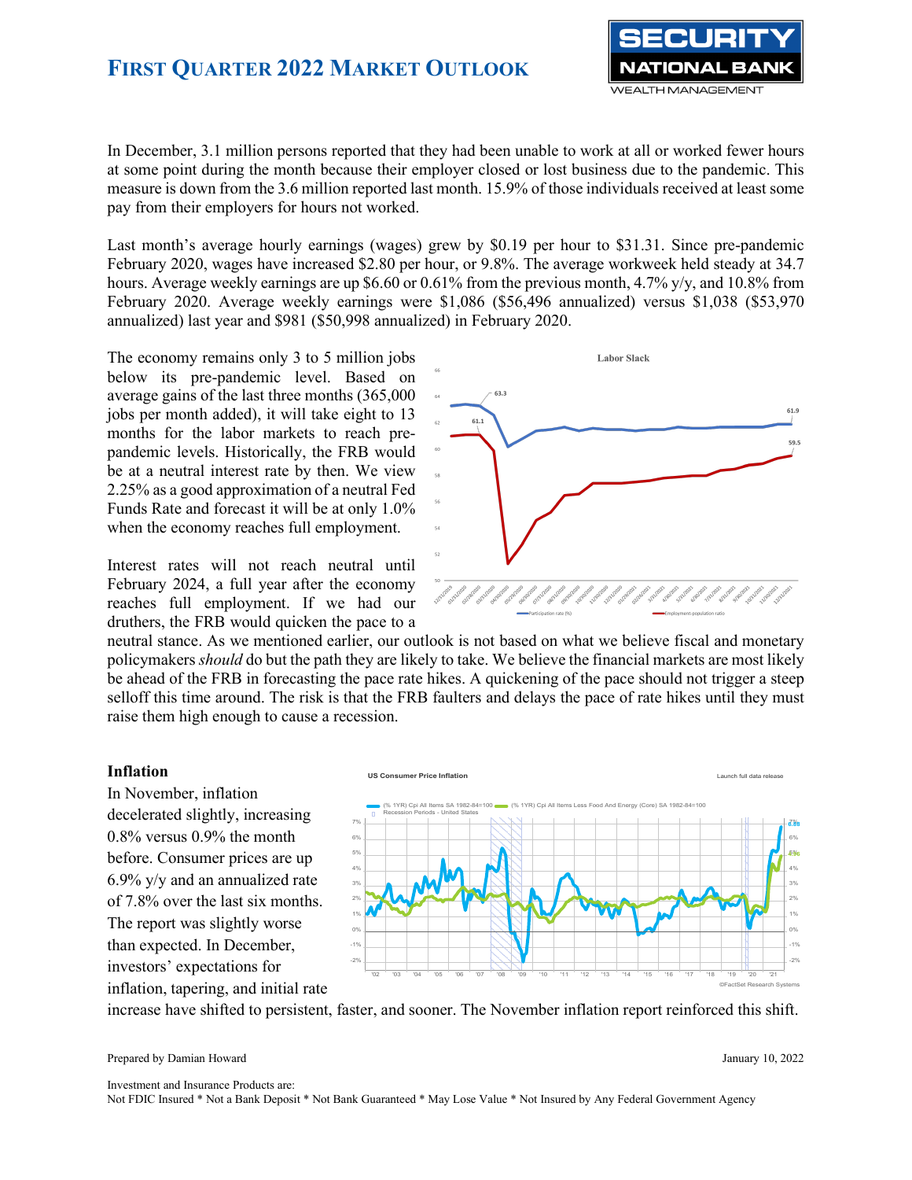In December, 3.1 million persons reported that they had been unable to work at all or worked fewer hours at some point during the month because their employer closed or lost business due to the pandemic. This measure is down from the 3.6 million reported last month. 15.9% of those individuals received at least some pay from their employers for hours not worked.

Last month's average hourly earnings (wages) grew by $0.19 per hour to $31.31. Since pre-pandemic February 2020, wages have increased $2.80 per hour, or 9.8%. The average workweek held steady at 34.7 hours. Average weekly earnings are up $6.60 or 0.61% from the previous month, 4.7% y/y, and 10.8% from February 2020. Average weekly earnings were $1,086 ($56,496 annualized) versus $1,038 ($53,970 annualized) last year and $981 ($50,998 annualized) in February 2020.

The economy remains only 3 to 5 million jobs below its pre-pandemic level. Based on average gains of the last three months (365,000 jobs per month added), it will take eight to 13 months for the labor markets to reach pre-pandemic levels. Historically, the FRB would be at a neutral interest rate by then. We view 2.25% as a good approximation of a neutral Fed Funds Rate and forecast it will be at only 1.0% when the economy reaches full employment.

Interest rates will not reach neutral until February 2024, a full year after the economy reaches full employment. If we had our druthers, the FRB would quicken the pace to a neutral stance. As we mentioned earlier, our outlook is not based on what we believe fiscal and monetary policymakers *should* do but the path they are likely to take. We believe the financial markets are most likely be ahead of the FRB in forecasting the pace rate hikes. A quickening of the pace should not trigger a steep selloff this time around. The risk is that the FRB faulters and delays the pace of rate hikes until they must raise them high enough to cause a recession.

### Inflation

In November, inflation decelerated slightly, increasing 0.8% versus 0.9% the month before. Consumer prices are up 6.9% y/y and an annualized rate of 7.8% over the last six months. The report was slightly worse than expected. In December, investors' expectations for inflation, tapering, and initial rate increase have shifted to persistent, faster, and sooner. The November inflation report reinforced this shift.

Prepared by Damian Howard

January 10, 2022

Investment and Insurance Products are:
Not FDIC Insured * Not a Bank Deposit * Not Bank Guaranteed * May Lose Value * Not Insured by Any Federal Government Agency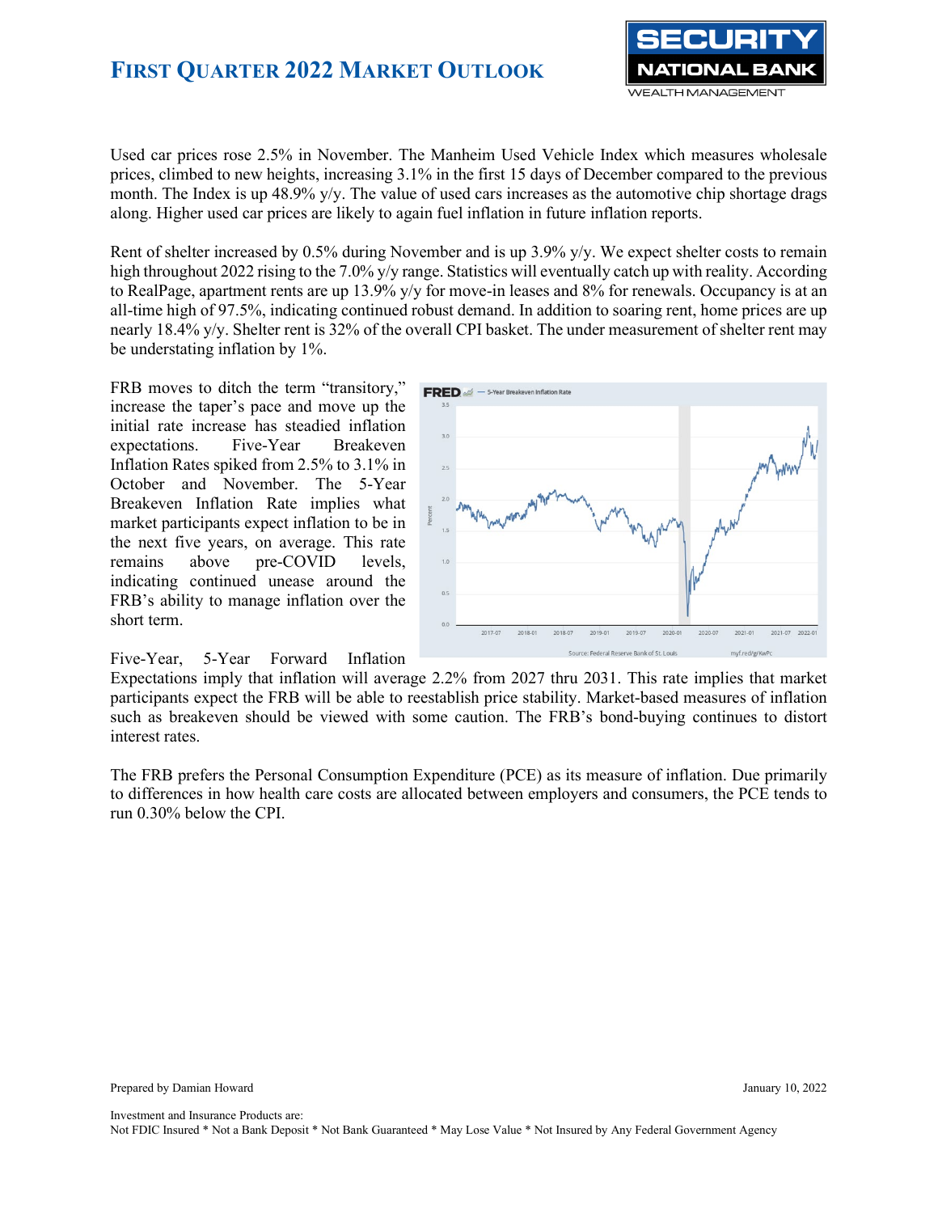Used car prices rose 2.5% in November. The Manheim Used Vehicle Index which measures wholesale prices, climbed to new heights, increasing 3.1% in the first 15 days of December compared to the previous month. The Index is up 48.9% y/y. The value of used cars increases as the automotive chip shortage drags along. Higher used car prices are likely to again fuel inflation in future inflation reports.

Rent of shelter increased by 0.5% during November and is up 3.9% y/y. We expect shelter costs to remain high throughout 2022 rising to the 7.0% y/y range. Statistics will eventually catch up with reality. According to RealPage, apartment rents are up 13.9% y/y for move-in leases and 8% for renewals. Occupancy is at an all-time high of 97.5%, indicating continued robust demand. In addition to soaring rent, home prices are up nearly 18.4% y/y. Shelter rent is 32% of the overall CPI basket. The under measurement of shelter rent may be understating inflation by 1%.

FRB moves to ditch the term "transitory," increase the taper's pace and move up the initial rate increase has steadied inflation expectations. Five-Year Breakeven Inflation Rates spiked from 2.5% to 3.1% in October and November. The 5-Year Breakeven Inflation Rate implies what market participants expect inflation to be in the next five years, on average. This rate remains above pre-COVID levels, indicating continued unease around the FRB's ability to manage inflation over the short term.

Five-Year, 5-Year Forward Inflation Expectations imply that inflation will average 2.2% from 2027 thru 2031. This rate implies that market participants expect the FRB will be able to reestablish price stability. Market-based measures of inflation such as breakeven should be viewed with some caution. The FRB's bond-buying continues to distort interest rates.

The FRB prefers the Personal Consumption Expenditure (PCE) as its measure of inflation. Due primarily to differences in how health care costs are allocated between employers and consumers, the PCE tends to run 0.30% below the CPI.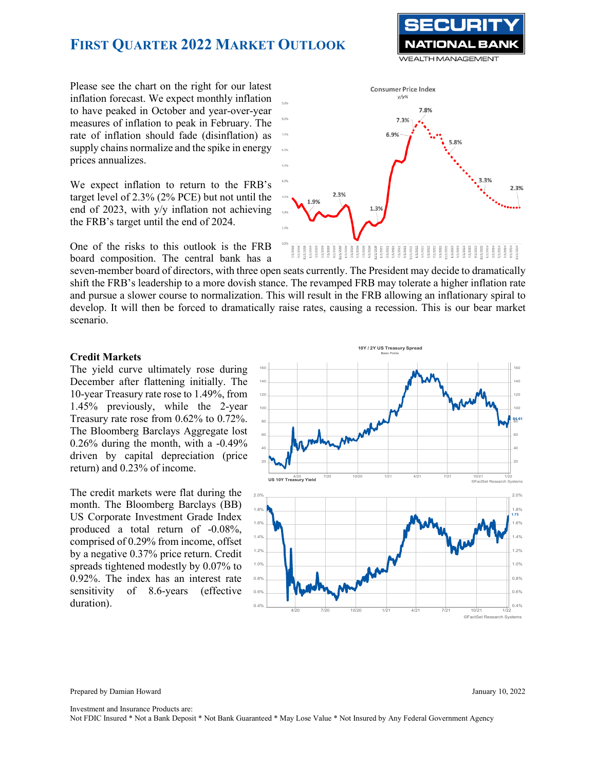# FIRST QUARTER 2022 MARKET OUTLOOK

Please see the chart on the right for our latest inflation forecast. We expect monthly inflation to have peaked in October and year-over-year measures of inflation to peak in February. The rate of inflation should fade (disinflation) as supply chains normalize and the spike in energy prices annualizes.

We expect inflation to return to the FRB's target level of 2.3% (2% PCE) but not until the end of 2023, with y/y inflation not achieving the FRB's target until the end of 2024.

One of the risks to this outlook is the FRB board composition. The central bank has a seven-member board of directors, with three open seats currently. The President may decide to dramatically shift the FRB's leadership to a more dovish stance. The revamped FRB may tolerate a higher inflation rate and pursue a slower course to normalization. This will result in the FRB allowing an inflationary spiral to develop. It will then be forced to dramatically raise rates, causing a recession. This is our bear market scenario.

### Credit Markets

The yield curve ultimately rose during December after flattening initially. The 10-year Treasury rate rose to 1.49%, from 1.45% previously, while the 2-year Treasury rate rose from 0.62% to 0.72%. The Bloomberg Barclays Aggregate lost 0.26% during the month, with a -0.49% driven by capital depreciation (price return) and 0.23% of income.

The credit markets were flat during the month. The Bloomberg Barclays (BB) US Corporate Investment Grade Index produced a total return of -0.08%, comprised of 0.29% from income, offset by a negative 0.37% price return. Credit spreads tightened modestly by 0.07% to 0.92%. The index has an interest rate sensitivity of 8.6-years (effective duration).

Prepared by Damian Howard

January 10, 2022

Investment and Insurance Products are:
Not FDIC Insured * Not a Bank Deposit * Not Bank Guaranteed * May Lose Value * Not Insured by Any Federal Government Agency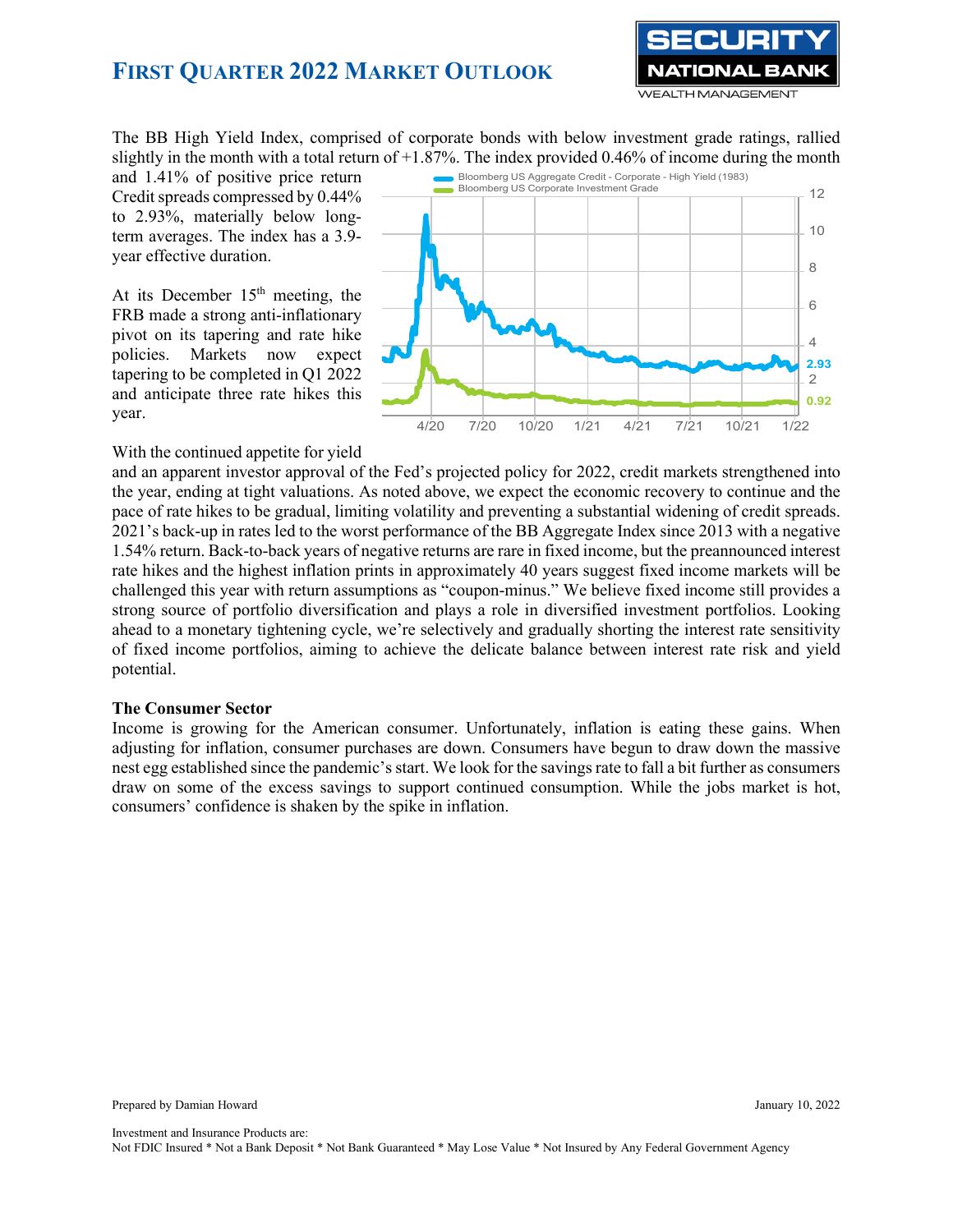The BB High Yield Index, comprised of corporate bonds with below investment grade ratings, rallied slightly in the month with a total return of +1.87%. The index provided 0.46% of income during the month and 1.41% of positive price return Credit spreads compressed by 0.44% to 2.93%, materially below long-term averages. The index has a 3.9-year effective duration.

At its December 15th meeting, the FRB made a strong anti-inflationary pivot on its tapering and rate hike policies. Markets now expect tapering to be completed in Q1 2022 and anticipate three rate hikes this year.

With the continued appetite for yield and an apparent investor approval of the Fed's projected policy for 2022, credit markets strengthened into the year, ending at tight valuations. As noted above, we expect the economic recovery to continue and the pace of rate hikes to be gradual, limiting volatility and preventing a substantial widening of credit spreads. 2021's back-up in rates led to the worst performance of the BB Aggregate Index since 2013 with a negative 1.54% return. Back-to-back years of negative returns are rare in fixed income, but the preannounced interest rate hikes and the highest inflation prints in approximately 40 years suggest fixed income markets will be challenged this year with return assumptions as "coupon-minus." We believe fixed income still provides a strong source of portfolio diversification and plays a role in diversified investment portfolios. Looking ahead to a monetary tightening cycle, we're selectively and gradually shorting the interest rate sensitivity of fixed income portfolios, aiming to achieve the delicate balance between interest rate risk and yield potential.

### The Consumer Sector

Income is growing for the American consumer. Unfortunately, inflation is eating these gains. When adjusting for inflation, consumer purchases are down. Consumers have begun to draw down the massive nest egg established since the pandemic's start. We look for the savings rate to fall a bit further as consumers draw on some of the excess savings to support continued consumption. While the jobs market is hot, consumers' confidence is shaken by the spike in inflation.

Prepared by Damian Howard

January 10, 2022

Investment and Insurance Products are:
Not FDIC Insured * Not a Bank Deposit * Not Bank Guaranteed * May Lose Value * Not Insured by Any Federal Government Agency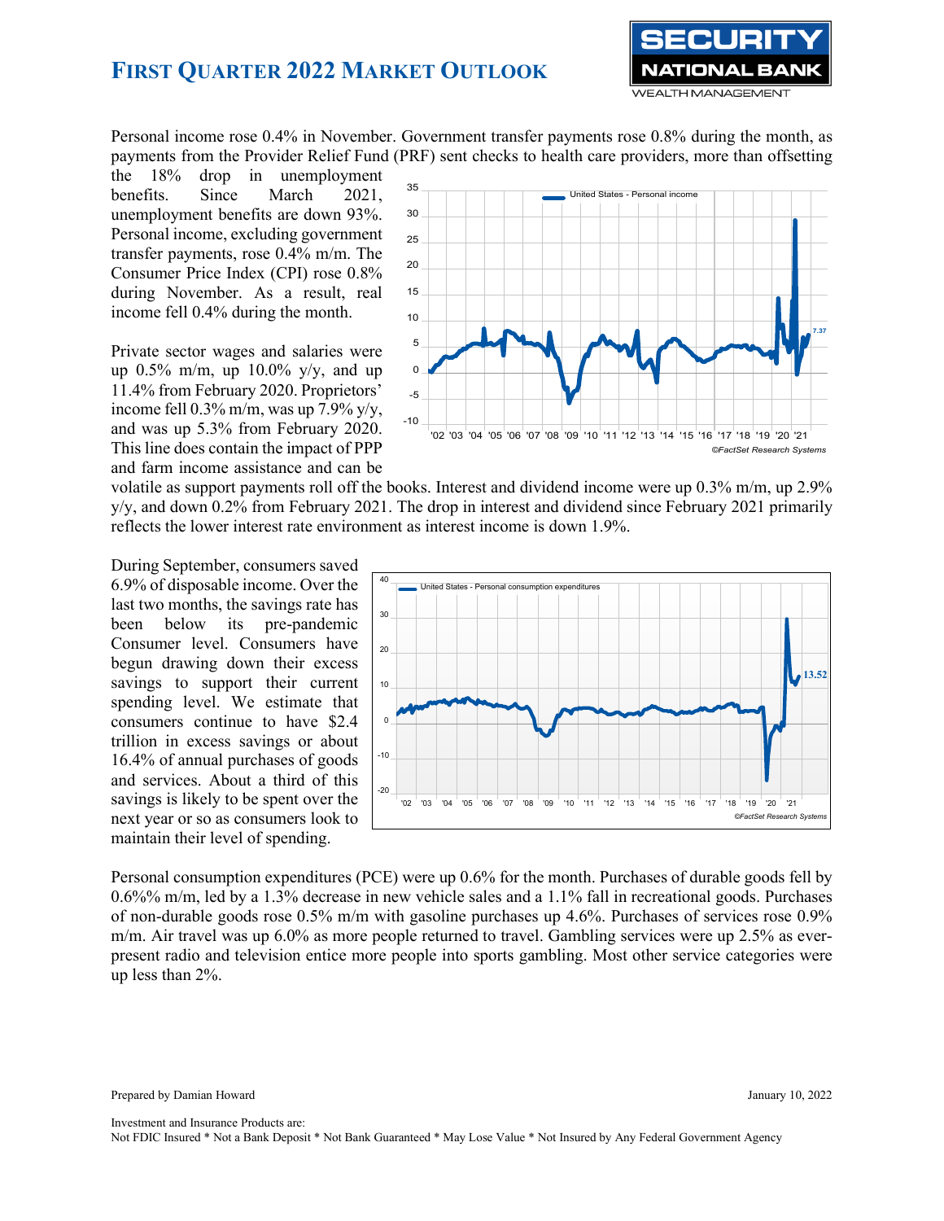Personal income rose 0.4% in November. Government transfer payments rose 0.8% during the month, as payments from the Provider Relief Fund (PRF) sent checks to health care providers, more than offsetting the 18% drop in unemployment benefits. Since March 2021, unemployment benefits are down 93%. Personal income, excluding government transfer payments, rose 0.4% m/m. The Consumer Price Index (CPI) rose 0.8% during November. As a result, real income fell 0.4% during the month.

Private sector wages and salaries were up 0.5% m/m, up 10.0% y/y, and up 11.4% from February 2020. Proprietors' income fell 0.3% m/m, was up 7.9% y/y, and was up 5.3% from February 2020. This line does contain the impact of PPP and farm income assistance and can be volatile as support payments roll off the books. Interest and dividend income were up 0.3% m/m, up 2.9% y/y, and down 0.2% from February 2021. The drop in interest and dividend since February 2021 primarily reflects the lower interest rate environment as interest income is down 1.9%.

During September, consumers saved 6.9% of disposable income. Over the last two months, the savings rate has been below its pre-pandemic Consumer level. Consumers have begun drawing down their excess savings to support their current spending level. We estimate that consumers continue to have $2.4 trillion in excess savings or about 16.4% of annual purchases of goods and services. About a third of this savings is likely to be spent over the next year or so as consumers look to maintain their level of spending.

Personal consumption expenditures (PCE) were up 0.6% for the month. Purchases of durable goods fell by 0.6%% m/m, led by a 1.3% decrease in new vehicle sales and a 1.1% fall in recreational goods. Purchases of non-durable goods rose 0.5% m/m with gasoline purchases up 4.6%. Purchases of services rose 0.9% m/m. Air travel was up 6.0% as more people returned to travel. Gambling services were up 2.5% as ever-present radio and television entice more people into sports gambling. Most other service categories were up less than 2%.

Prepared by Damian Howard

January 10, 2022

Investment and Insurance Products are:
Not FDIC Insured * Not a Bank Deposit * Not Bank Guaranteed * May Lose Value * Not Insured by Any Federal Government Agency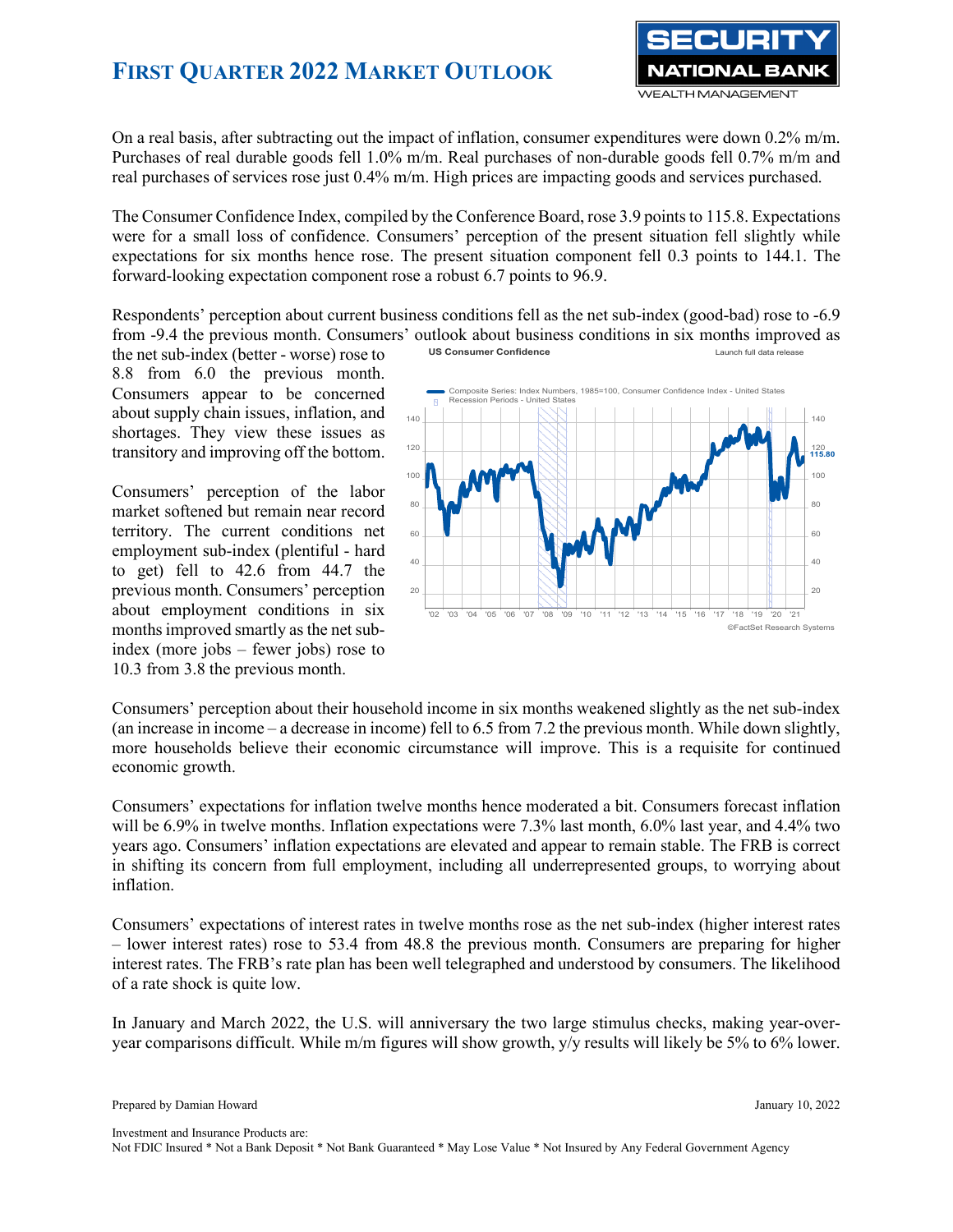On a real basis, after subtracting out the impact of inflation, consumer expenditures were down 0.2% m/m. Purchases of real durable goods fell 1.0% m/m. Real purchases of non-durable goods fell 0.7% m/m and real purchases of services rose just 0.4% m/m. High prices are impacting goods and services purchased.

The Consumer Confidence Index, compiled by the Conference Board, rose 3.9 points to 115.8. Expectations were for a small loss of confidence. Consumers' perception of the present situation fell slightly while expectations for six months hence rose. The present situation component fell 0.3 points to 144.1. The forward-looking expectation component rose a robust 6.7 points to 96.9.

Respondents' perception about current business conditions fell as the net sub-index (good-bad) rose to -6.9 from -9.4 the previous month. Consumers' outlook about business conditions in six months improved as the net sub-index (better - worse) rose to 8.8 from 6.0 the previous month. Consumers appear to be concerned about supply chain issues, inflation, and shortages. They view these issues as transitory and improving off the bottom.

Consumers' perception of the labor market softened but remain near record territory. The current conditions net employment sub-index (plentiful - hard to get) fell to 42.6 from 44.7 the previous month. Consumers' perception about employment conditions in six months improved smartly as the net sub-index (more jobs – fewer jobs) rose to 10.3 from 3.8 the previous month.

Consumers' perception about their household income in six months weakened slightly as the net sub-index (an increase in income – a decrease in income) fell to 6.5 from 7.2 the previous month. While down slightly, more households believe their economic circumstance will improve. This is a requisite for continued economic growth.

Consumers' expectations for inflation twelve months hence moderated a bit. Consumers forecast inflation will be 6.9% in twelve months. Inflation expectations were 7.3% last month, 6.0% last year, and 4.4% two years ago. Consumers' inflation expectations are elevated and appear to remain stable. The FRB is correct in shifting its concern from full employment, including all underrepresented groups, to worrying about inflation.

Consumers' expectations of interest rates in twelve months rose as the net sub-index (higher interest rates – lower interest rates) rose to 53.4 from 48.8 the previous month. Consumers are preparing for higher interest rates. The FRB's rate plan has been well telegraphed and understood by consumers. The likelihood of a rate shock is quite low.

In January and March 2022, the U.S. will anniversary the two large stimulus checks, making year-over-year comparisons difficult. While m/m figures will show growth, y/y results will likely be 5% to 6% lower.

Prepared by Damian Howard

January 10, 2022

Investment and Insurance Products are:
Not FDIC Insured * Not a Bank Deposit * Not Bank Guaranteed * May Lose Value * Not Insured by Any Federal Government Agency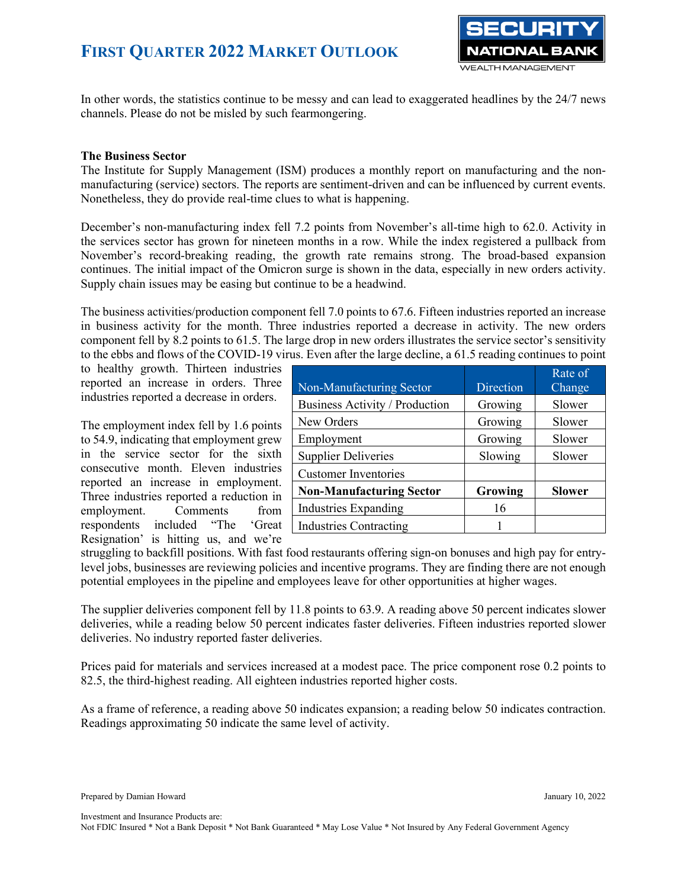In other words, the statistics continue to be messy and can lead to exaggerated headlines by the 24/7 news channels. Please do not be misled by such fearmongering.

**The Business Sector**

The Institute for Supply Management (ISM) produces a monthly report on manufacturing and the non-manufacturing (service) sectors. The reports are sentiment-driven and can be influenced by current events. Nonetheless, they do provide real-time clues to what is happening.

December's non-manufacturing index fell 7.2 points from November's all-time high to 62.0. Activity in the services sector has grown for nineteen months in a row. While the index registered a pullback from November's record-breaking reading, the growth rate remains strong. The broad-based expansion continues. The initial impact of the Omicron surge is shown in the data, especially in new orders activity. Supply chain issues may be easing but continue to be a headwind.

The business activities/production component fell 7.0 points to 67.6. Fifteen industries reported an increase in business activity for the month. Three industries reported a decrease in activity. The new orders component fell by 8.2 points to 61.5. The large drop in new orders illustrates the service sector's sensitivity to the ebbs and flows of the COVID-19 virus. Even after the large decline, a 61.5 reading continues to point to healthy growth. Thirteen industries reported an increase in orders. Three industries reported a decrease in orders.

| Non-Manufacturing Sector | Direction | Rate of Change |
|---|---|---|
| Business Activity / Production | Growing | Slower |
| New Orders | Growing | Slower |
| Employment | Growing | Slower |
| Supplier Deliveries | Slowing | Slower |
| Customer Inventories | | |
| **Non-Manufacturing Sector** | **Growing** | **Slower** |
| Industries Expanding | 16 | |
| Industries Contracting | 1 | |

The employment index fell by 1.6 points to 54.9, indicating that employment grew in the service sector for the sixth consecutive month. Eleven industries reported an increase in employment. Three industries reported a reduction in employment. Comments from respondents included "The 'Great Resignation' is hitting us, and we're struggling to backfill positions. With fast food restaurants offering sign-on bonuses and high pay for entry-level jobs, businesses are reviewing policies and incentive programs. They are finding there are not enough potential employees in the pipeline and employees leave for other opportunities at higher wages.

The supplier deliveries component fell by 11.8 points to 63.9. A reading above 50 percent indicates slower deliveries, while a reading below 50 percent indicates faster deliveries. Fifteen industries reported slower deliveries. No industry reported faster deliveries.

Prices paid for materials and services increased at a modest pace. The price component rose 0.2 points to 82.5, the third-highest reading. All eighteen industries reported higher costs.

As a frame of reference, a reading above 50 indicates expansion; a reading below 50 indicates contraction. Readings approximating 50 indicate the same level of activity.

Prepared by Damian Howard

January 10, 2022

Investment and Insurance Products are:
Not FDIC Insured * Not a Bank Deposit * Not Bank Guaranteed * May Lose Value * Not Insured by Any Federal Government Agency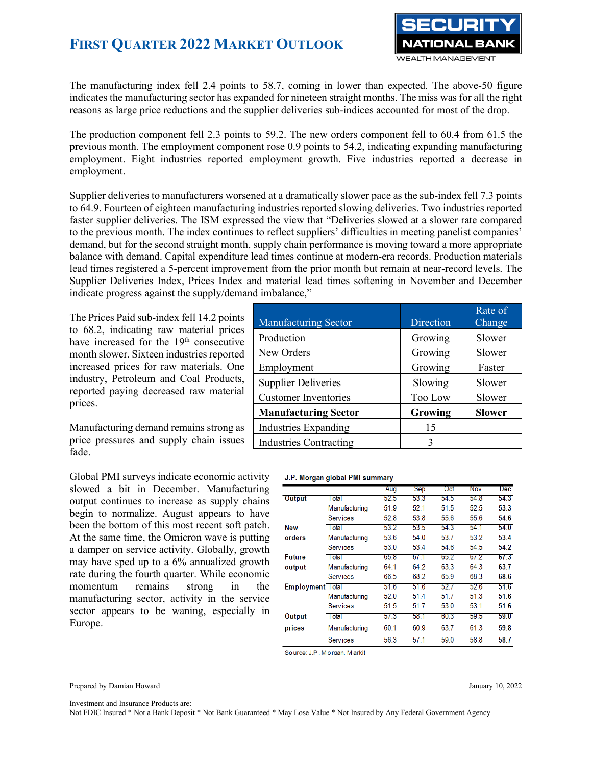The manufacturing index fell 2.4 points to 58.7, coming in lower than expected. The above-50 figure indicates the manufacturing sector has expanded for nineteen straight months. The miss was for all the right reasons as large price reductions and the supplier deliveries sub-indices accounted for most of the drop.

The production component fell 2.3 points to 59.2. The new orders component fell to 60.4 from 61.5 the previous month. The employment component rose 0.9 points to 54.2, indicating expanding manufacturing employment. Eight industries reported employment growth. Five industries reported a decrease in employment.

Supplier deliveries to manufacturers worsened at a dramatically slower pace as the sub-index fell 7.3 points to 64.9. Fourteen of eighteen manufacturing industries reported slowing deliveries. Two industries reported faster supplier deliveries. The ISM expressed the view that "Deliveries slowed at a slower rate compared to the previous month. The index continues to reflect suppliers' difficulties in meeting panelist companies' demand, but for the second straight month, supply chain performance is moving toward a more appropriate balance with demand. Capital expenditure lead times continue at modern-era records. Production materials lead times registered a 5-percent improvement from the prior month but remain at near-record levels. The Supplier Deliveries Index, Prices Index and material lead times softening in November and December indicate progress against the supply/demand imbalance,"

The Prices Paid sub-index fell 14.2 points to 68.2, indicating raw material prices have increased for the 19th consecutive month slower. Sixteen industries reported increased prices for raw materials. One industry, Petroleum and Coal Products, reported paying decreased raw material prices.

Manufacturing demand remains strong as price pressures and supply chain issues fade.

| Manufacturing Sector | Direction | Rate of Change |
|---|---|---|
| Production | Growing | Slower |
| New Orders | Growing | Slower |
| Employment | Growing | Faster |
| Supplier Deliveries | Slowing | Slower |
| Customer Inventories | Too Low | Slower |
| **Manufacturing Sector** | **Growing** | **Slower** |
| Industries Expanding | 15 | |
| Industries Contracting | 3 | |

Global PMI surveys indicate economic activity slowed a bit in December. Manufacturing output continues to increase as supply chains begin to normalize. August appears to have been the bottom of this most recent soft patch. At the same time, the Omicron wave is putting a damper on service activity. Globally, growth may have sped up to a 6% annualized growth rate during the fourth quarter. While economic momentum remains strong in the manufacturing sector, activity in the service sector appears to be waning, especially in Europe.

**J.P. Morgan global PMI summary**

| | | Aug | Sep | Oct | Nov | Dec |
|---|---|---|---|---|---|---|
| **Output** | Total | 52.5 | 53.3 | 54.5 | 54.8 | **54.3** |
| | Manufacturing | 51.9 | 52.1 | 51.5 | 52.5 | **53.3** |
| | Services | 52.8 | 53.8 | 55.6 | 55.6 | **54.6** |
| **New orders** | Total | 53.2 | 53.5 | 54.3 | 54.1 | **54.0** |
| | Manufacturing | 53.6 | 54.0 | 53.7 | 53.2 | **53.4** |
| | Services | 53.0 | 53.4 | 54.6 | 54.5 | **54.2** |
| **Future output** | Total | 65.8 | 67.1 | 65.2 | 67.2 | **67.3** |
| | Manufacturing | 64.1 | 64.2 | 63.3 | 64.3 | **63.7** |
| | Services | 66.5 | 68.2 | 65.9 | 68.3 | **68.6** |
| **Employment** | Total | 51.6 | 51.6 | 52.7 | 52.6 | **51.6** |
| | Manufacturing | 52.0 | 51.4 | 51.7 | 51.3 | **51.6** |
| | Services | 51.5 | 51.7 | 53.0 | 53.1 | **51.6** |
| **Output prices** | Total | 57.3 | 58.1 | 60.3 | 59.5 | **59.0** |
| | Manufacturing | 60.1 | 60.9 | 63.7 | 61.3 | **59.8** |
| | Services | 56.3 | 57.1 | 59.0 | 58.8 | **58.7** |

Source: J.P. Morgan, Markit

Prepared by Damian Howard

January 10, 2022

Investment and Insurance Products are:
Not FDIC Insured * Not a Bank Deposit * Not Bank Guaranteed * May Lose Value * Not Insured by Any Federal Government Agency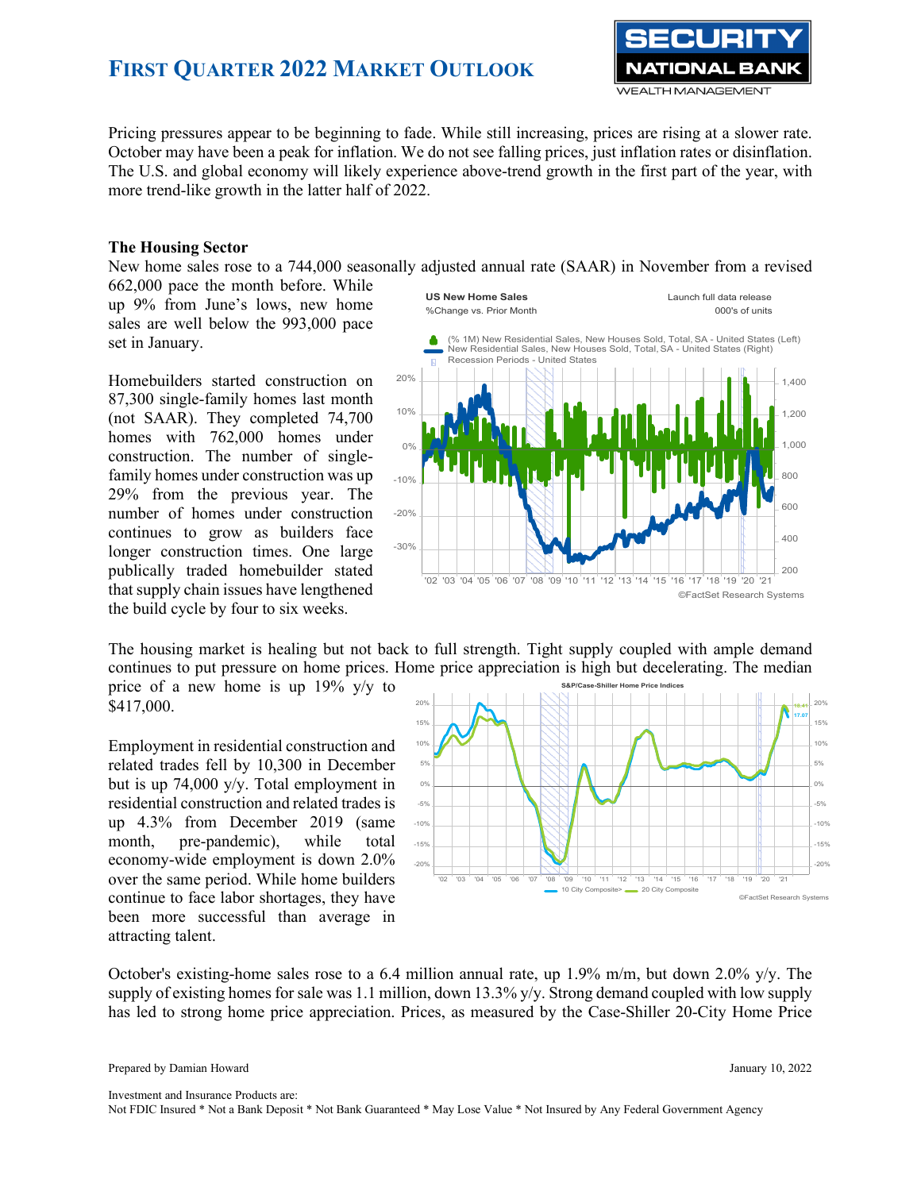Pricing pressures appear to be beginning to fade. While still increasing, prices are rising at a slower rate. October may have been a peak for inflation. We do not see falling prices, just inflation rates or disinflation. The U.S. and global economy will likely experience above-trend growth in the first part of the year, with more trend-like growth in the latter half of 2022.

**The Housing Sector**

New home sales rose to a 744,000 seasonally adjusted annual rate (SAAR) in November from a revised 662,000 pace the month before. While up 9% from June's lows, new home sales are well below the 993,000 pace set in January.

Homebuilders started construction on 87,300 single-family homes last month (not SAAR). They completed 74,700 homes with 762,000 homes under construction. The number of single-family homes under construction was up 29% from the previous year. The number of homes under construction continues to grow as builders face longer construction times. One large publically traded homebuilder stated that supply chain issues have lengthened the build cycle by four to six weeks.

The housing market is healing but not back to full strength. Tight supply coupled with ample demand continues to put pressure on home prices. Home price appreciation is high but decelerating. The median price of a new home is up 19% y/y to $417,000.

Employment in residential construction and related trades fell by 10,300 in December but is up 74,000 y/y. Total employment in residential construction and related trades is up 4.3% from December 2019 (same month, pre-pandemic), while total economy-wide employment is down 2.0% over the same period. While home builders continue to face labor shortages, they have been more successful than average in attracting talent.

October's existing-home sales rose to a 6.4 million annual rate, up 1.9% m/m, but down 2.0% y/y. The supply of existing homes for sale was 1.1 million, down 13.3% y/y. Strong demand coupled with low supply has led to strong home price appreciation. Prices, as measured by the Case-Shiller 20-City Home Price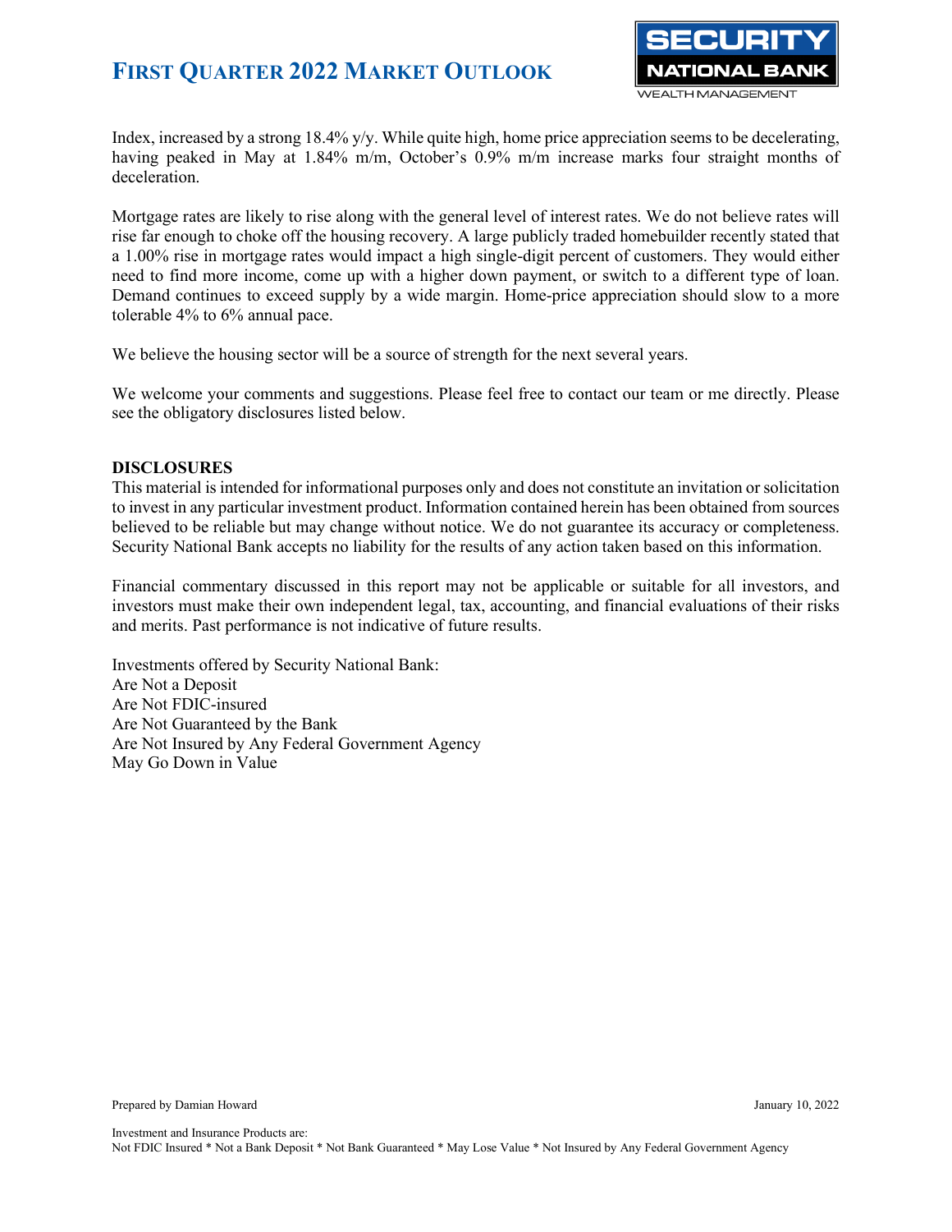Index, increased by a strong 18.4% y/y. While quite high, home price appreciation seems to be decelerating, having peaked in May at 1.84% m/m, October's 0.9% m/m increase marks four straight months of deceleration.

Mortgage rates are likely to rise along with the general level of interest rates. We do not believe rates will rise far enough to choke off the housing recovery. A large publicly traded homebuilder recently stated that a 1.00% rise in mortgage rates would impact a high single-digit percent of customers. They would either need to find more income, come up with a higher down payment, or switch to a different type of loan. Demand continues to exceed supply by a wide margin. Home-price appreciation should slow to a more tolerable 4% to 6% annual pace.

We believe the housing sector will be a source of strength for the next several years.

We welcome your comments and suggestions. Please feel free to contact our team or me directly. Please see the obligatory disclosures listed below.

**DISCLOSURES**

This material is intended for informational purposes only and does not constitute an invitation or solicitation to invest in any particular investment product. Information contained herein has been obtained from sources believed to be reliable but may change without notice. We do not guarantee its accuracy or completeness. Security National Bank accepts no liability for the results of any action taken based on this information.

Financial commentary discussed in this report may not be applicable or suitable for all investors, and investors must make their own independent legal, tax, accounting, and financial evaluations of their risks and merits. Past performance is not indicative of future results.

Investments offered by Security National Bank:
Are Not a Deposit
Are Not FDIC-insured
Are Not Guaranteed by the Bank
Are Not Insured by Any Federal Government Agency
May Go Down in Value

Prepared by Damian Howard

January 10, 2022

Investment and Insurance Products are:
Not FDIC Insured * Not a Bank Deposit * Not Bank Guaranteed * May Lose Value * Not Insured by Any Federal Government Agency